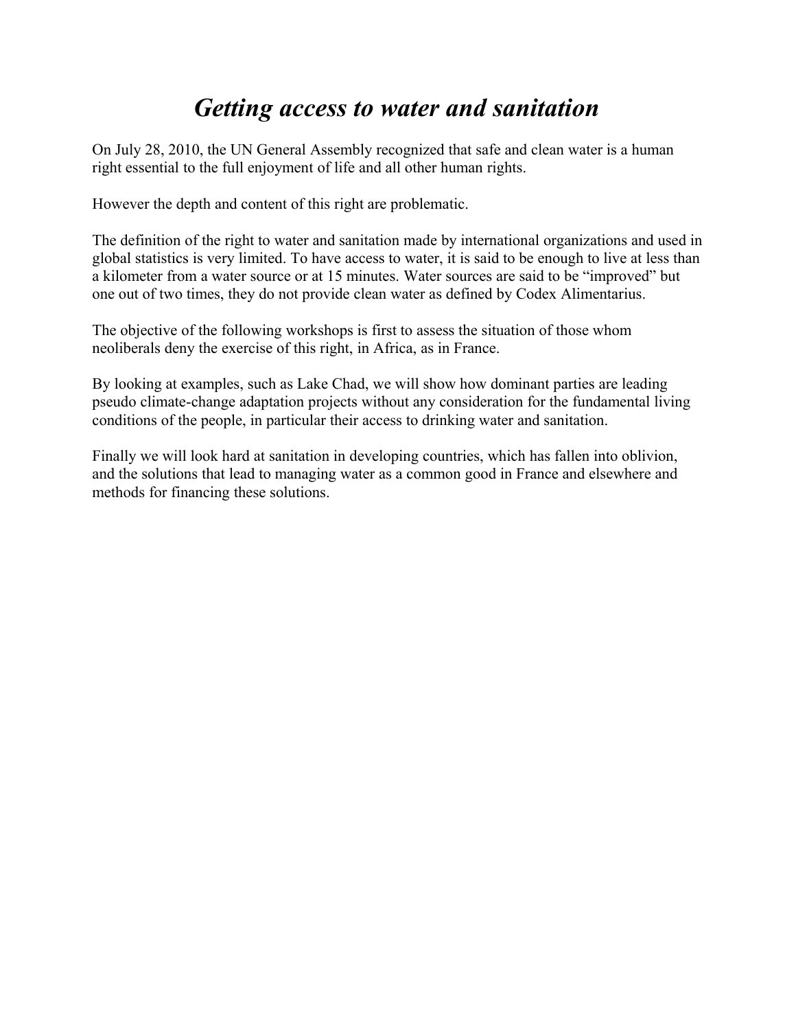# *Getting access to water and sanitation*

On July 28, 2010, the UN General Assembly recognized that safe and clean water is a human right essential to the full enjoyment of life and all other human rights.

However the depth and content of this right are problematic.

The definition of the right to water and sanitation made by international organizations and used in global statistics is very limited. To have access to water, it is said to be enough to live at less than a kilometer from a water source or at 15 minutes. Water sources are said to be "improved" but one out of two times, they do not provide clean water as defined by Codex Alimentarius.

The objective of the following workshops is first to assess the situation of those whom neoliberals deny the exercise of this right, in Africa, as in France.

By looking at examples, such as Lake Chad, we will show how dominant parties are leading pseudo climate-change adaptation projects without any consideration for the fundamental living conditions of the people, in particular their access to drinking water and sanitation.

Finally we will look hard at sanitation in developing countries, which has fallen into oblivion, and the solutions that lead to managing water as a common good in France and elsewhere and methods for financing these solutions.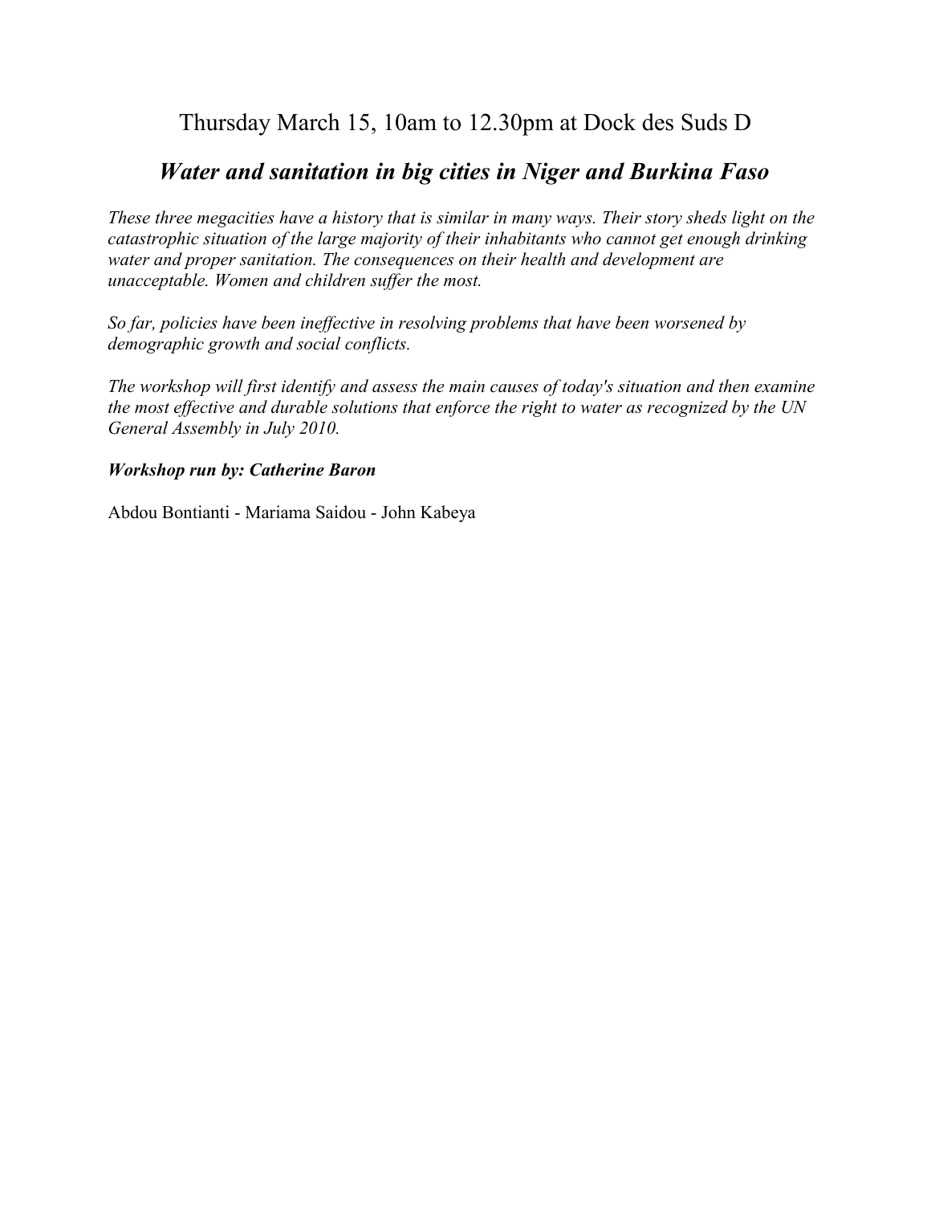Thursday March 15, 10am to 12.30pm at Dock des Suds D

## *Water and sanitation in big cities in Niger and Burkina Faso*

*These three megacities have a history that is similar in many ways. Their story sheds light on the catastrophic situation of the large majority of their inhabitants who cannot get enough drinking water and proper sanitation. The consequences on their health and development are unacceptable. Women and children suffer the most.*

*So far, policies have been ineffective in resolving problems that have been worsened by demographic growth and social conflicts.*

*The workshop will first identify and assess the main causes of today's situation and then examine the most effective and durable solutions that enforce the right to water as recognized by the UN General Assembly in July 2010.*

***Workshop run by: Catherine Baron***

Abdou Bontianti - Mariama Saidou - John Kabeya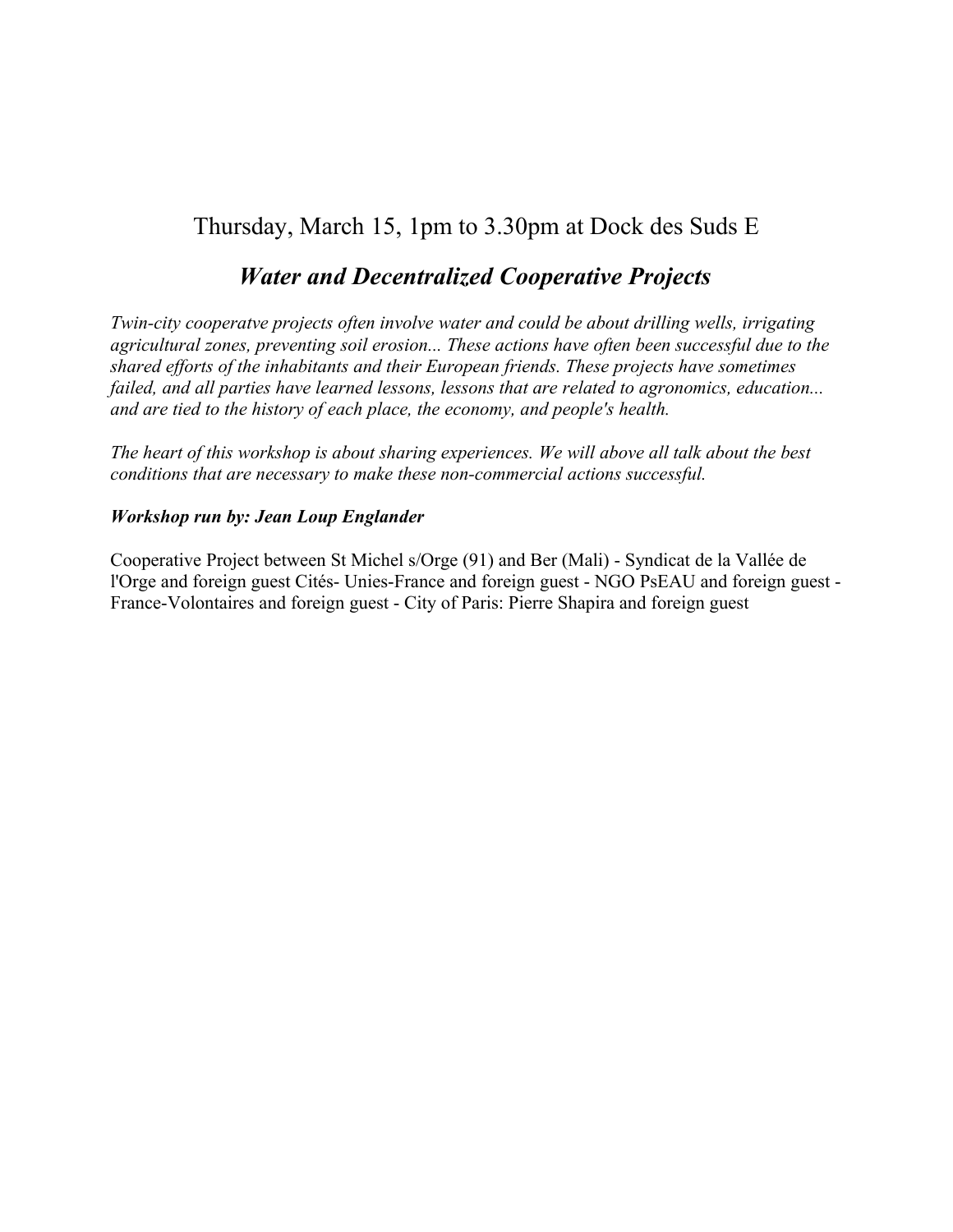Thursday, March 15, 1pm to 3.30pm at Dock des Suds E

## *Water and Decentralized Cooperative Projects*

*Twin-city cooperatve projects often involve water and could be about drilling wells, irrigating agricultural zones, preventing soil erosion... These actions have often been successful due to the shared efforts of the inhabitants and their European friends. These projects have sometimes failed, and all parties have learned lessons, lessons that are related to agronomics, education... and are tied to the history of each place, the economy, and people's health.*

*The heart of this workshop is about sharing experiences. We will above all talk about the best conditions that are necessary to make these non-commercial actions successful.*

***Workshop run by: Jean Loup Englander***

Cooperative Project between St Michel s/Orge (91) and Ber (Mali) - Syndicat de la Vallée de l'Orge and foreign guest Cités- Unies-France and foreign guest - NGO PsEAU and foreign guest - France-Volontaires and foreign guest - City of Paris: Pierre Shapira and foreign guest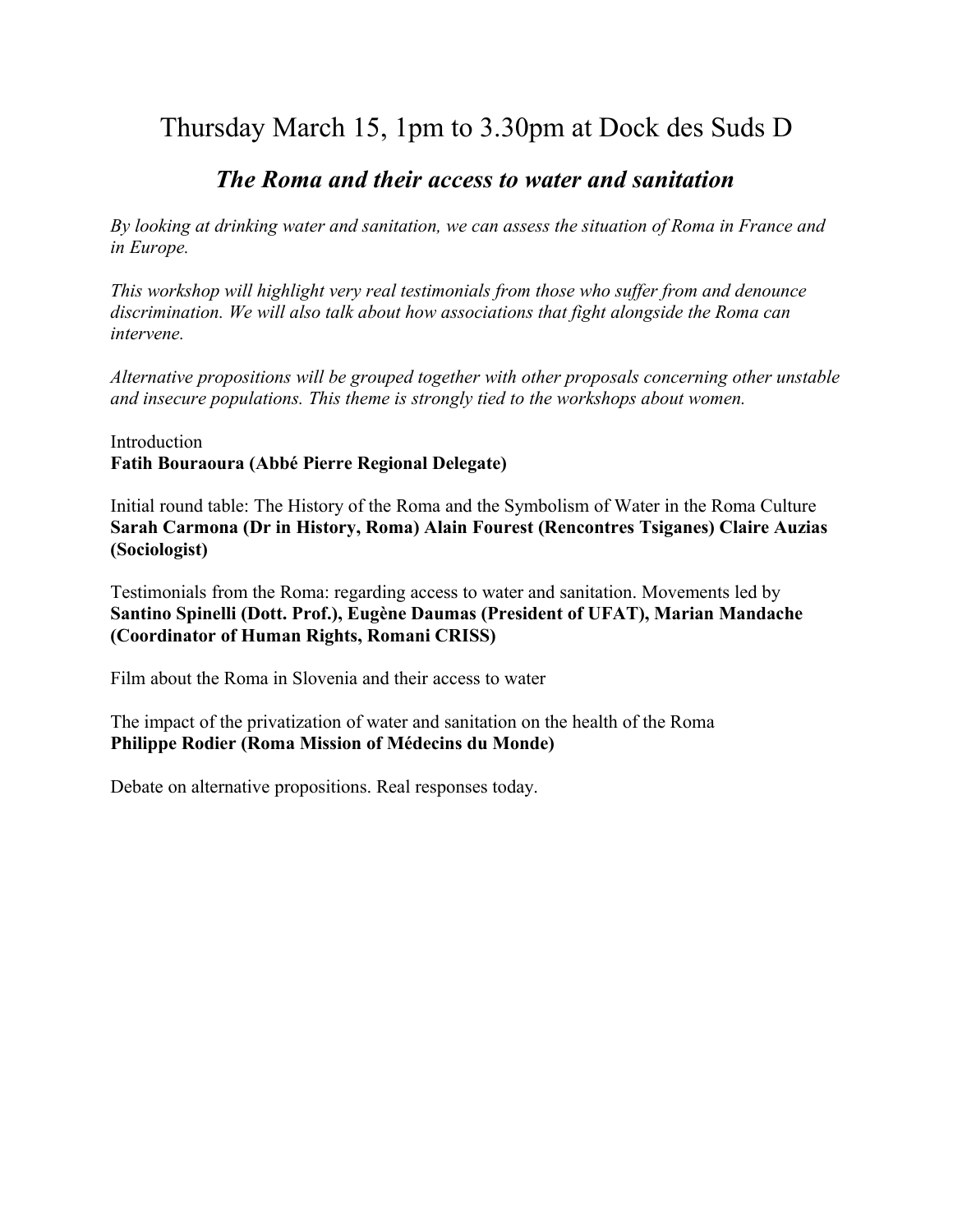# Thursday March 15, 1pm to 3.30pm at Dock des Suds D

## *The Roma and their access to water and sanitation*

*By looking at drinking water and sanitation, we can assess the situation of Roma in France and in Europe.*

*This workshop will highlight very real testimonials from those who suffer from and denounce discrimination. We will also talk about how associations that fight alongside the Roma can intervene.*

*Alternative propositions will be grouped together with other proposals concerning other unstable and insecure populations. This theme is strongly tied to the workshops about women.*

Introduction
**Fatih Bouraoura (Abbé Pierre Regional Delegate)**

Initial round table: The History of the Roma and the Symbolism of Water in the Roma Culture
**Sarah Carmona (Dr in History, Roma) Alain Fourest (Rencontres Tsiganes) Claire Auzias (Sociologist)**

Testimonials from the Roma: regarding access to water and sanitation. Movements led by **Santino Spinelli (Dott. Prof.), Eugène Daumas (President of UFAT), Marian Mandache (Coordinator of Human Rights, Romani CRISS)**

Film about the Roma in Slovenia and their access to water

The impact of the privatization of water and sanitation on the health of the Roma
**Philippe Rodier (Roma Mission of Médecins du Monde)**

Debate on alternative propositions. Real responses today.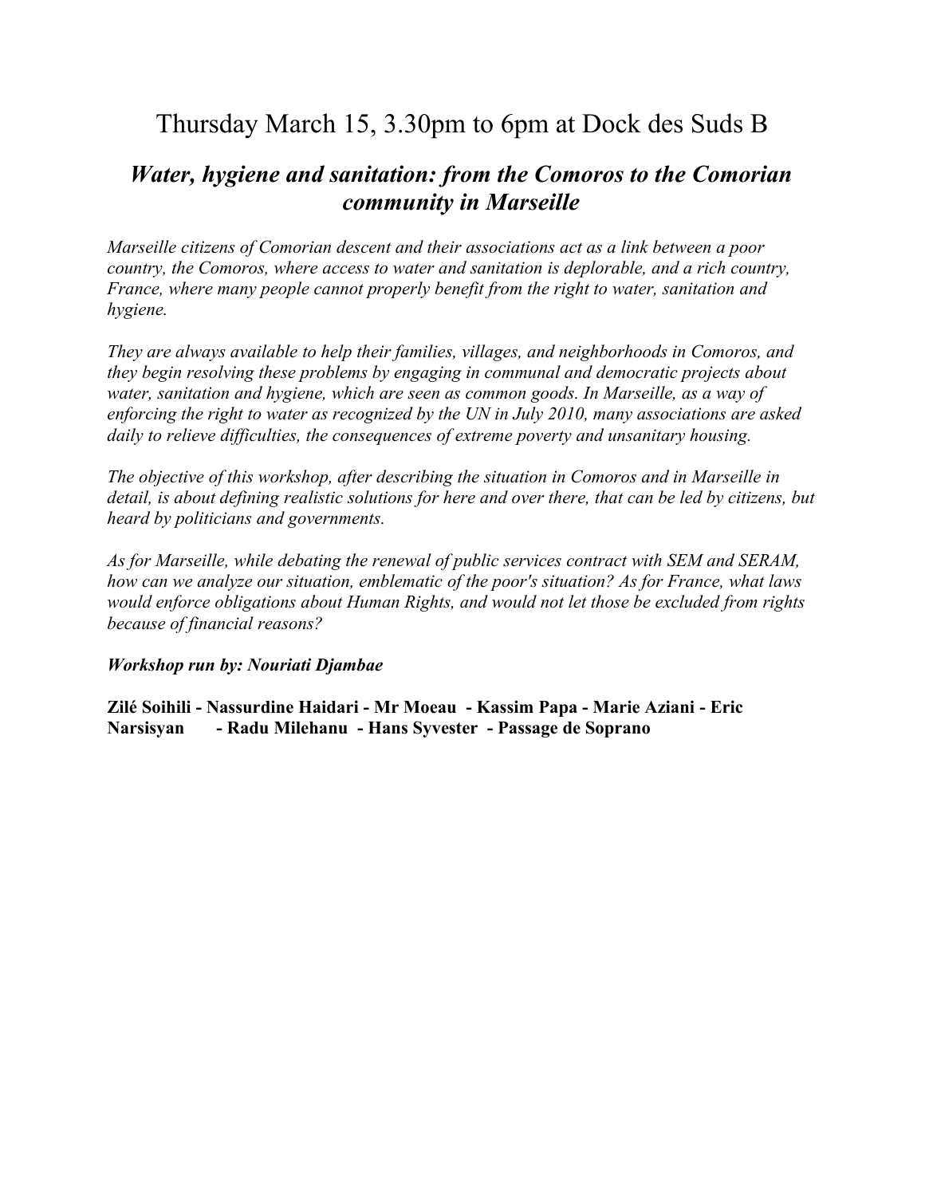# Thursday March 15, 3.30pm to 6pm at Dock des Suds B

## *Water, hygiene and sanitation: from the Comoros to the Comorian community in Marseille*

*Marseille citizens of Comorian descent and their associations act as a link between a poor country, the Comoros, where access to water and sanitation is deplorable, and a rich country, France, where many people cannot properly benefit from the right to water, sanitation and hygiene.*

*They are always available to help their families, villages, and neighborhoods in Comoros, and they begin resolving these problems by engaging in communal and democratic projects about water, sanitation and hygiene, which are seen as common goods. In Marseille, as a way of enforcing the right to water as recognized by the UN in July 2010, many associations are asked daily to relieve difficulties, the consequences of extreme poverty and unsanitary housing.*

*The objective of this workshop, after describing the situation in Comoros and in Marseille in detail, is about defining realistic solutions for here and over there, that can be led by citizens, but heard by politicians and governments.*

*As for Marseille, while debating the renewal of public services contract with SEM and SERAM, how can we analyze our situation, emblematic of the poor's situation? As for France, what laws would enforce obligations about Human Rights, and would not let those be excluded from rights because of financial reasons?*

***Workshop run by: Nouriati Djambae***

**Zilé Soihili - Nassurdine Haidari - Mr Moeau - Kassim Papa - Marie Aziani - Eric Narsisyan - Radu Milehanu - Hans Syvester - Passage de Soprano**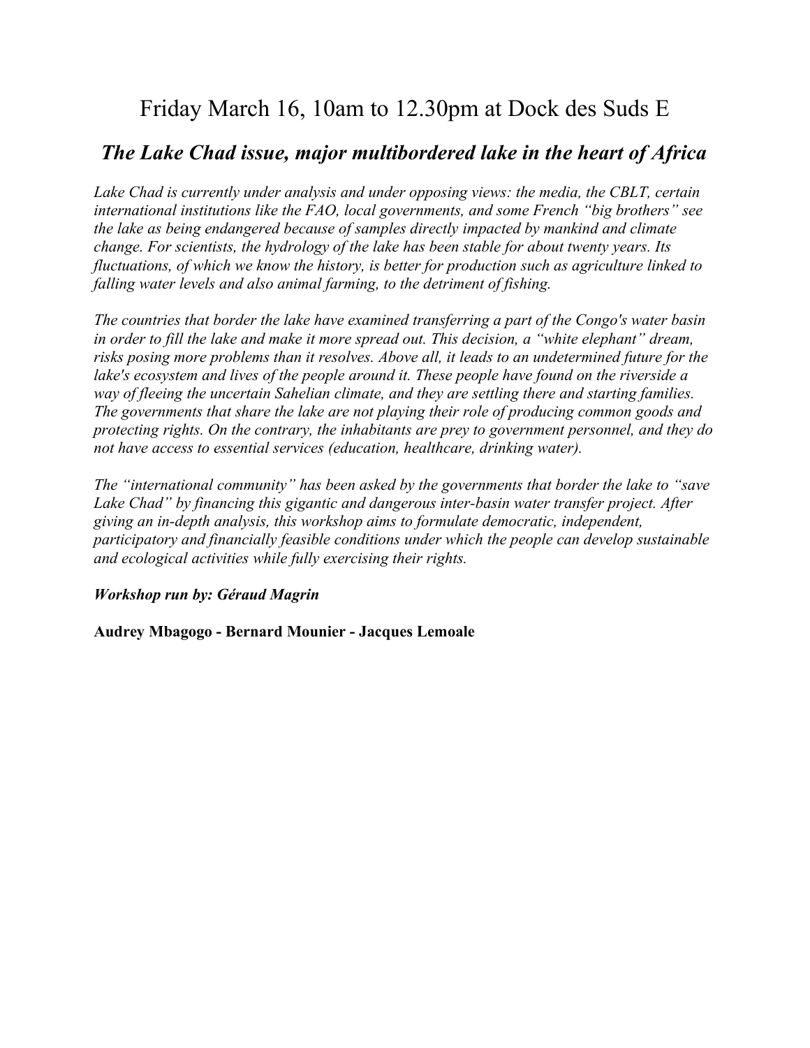# Friday March 16, 10am to 12.30pm at Dock des Suds E

## *The Lake Chad issue, major multibordered lake in the heart of Africa*

*Lake Chad is currently under analysis and under opposing views: the media, the CBLT, certain international institutions like the FAO, local governments, and some French "big brothers" see the lake as being endangered because of samples directly impacted by mankind and climate change. For scientists, the hydrology of the lake has been stable for about twenty years. Its fluctuations, of which we know the history, is better for production such as agriculture linked to falling water levels and also animal farming, to the detriment of fishing.*

*The countries that border the lake have examined transferring a part of the Congo's water basin in order to fill the lake and make it more spread out. This decision, a "white elephant" dream, risks posing more problems than it resolves. Above all, it leads to an undetermined future for the lake's ecosystem and lives of the people around it. These people have found on the riverside a way of fleeing the uncertain Sahelian climate, and they are settling there and starting families. The governments that share the lake are not playing their role of producing common goods and protecting rights. On the contrary, the inhabitants are prey to government personnel, and they do not have access to essential services (education, healthcare, drinking water).*

*The "international community" has been asked by the governments that border the lake to "save Lake Chad" by financing this gigantic and dangerous inter-basin water transfer project. After giving an in-depth analysis, this workshop aims to formulate democratic, independent, participatory and financially feasible conditions under which the people can develop sustainable and ecological activities while fully exercising their rights.*

***Workshop run by: Géraud Magrin***

**Audrey Mbagogo - Bernard Mounier - Jacques Lemoale**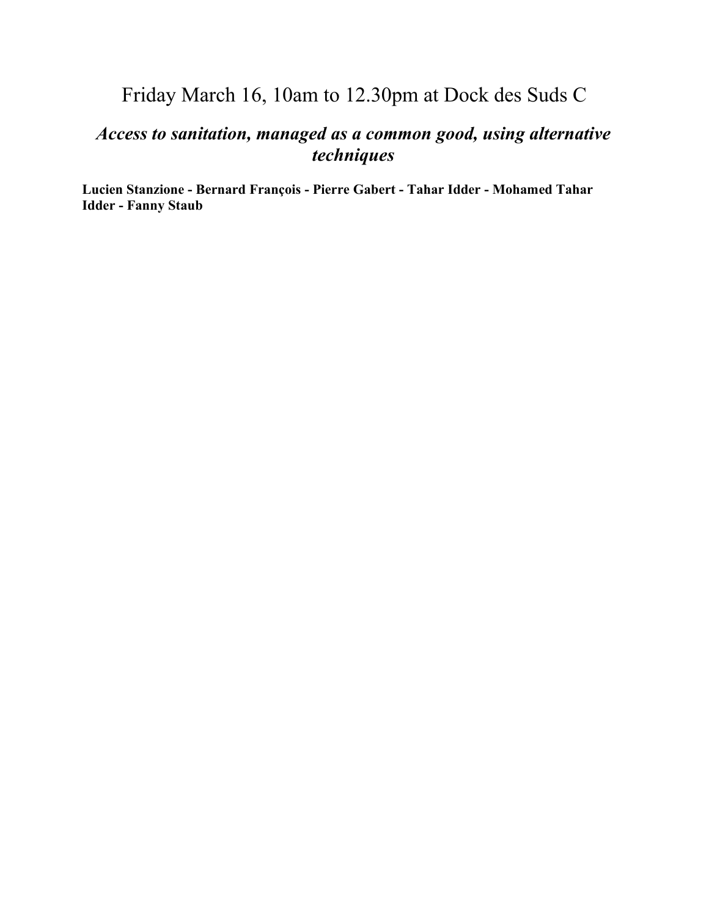# Friday March 16, 10am to 12.30pm at Dock des Suds C

## *Access to sanitation, managed as a common good, using alternative techniques*

**Lucien Stanzione - Bernard François - Pierre Gabert - Tahar Idder - Mohamed Tahar Idder - Fanny Staub**